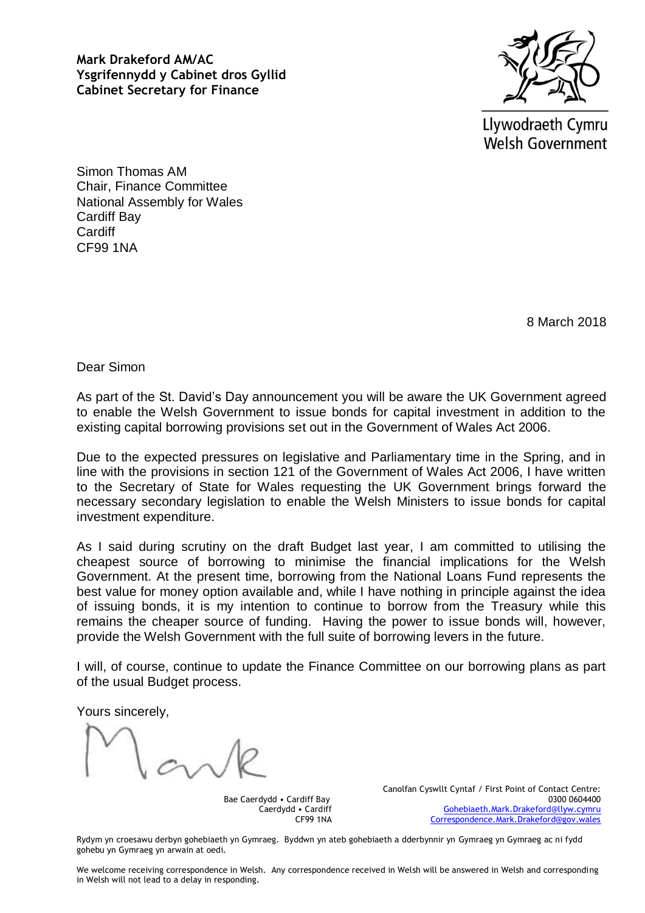**Mark Drakeford AM/AC**
**Ysgrifennydd y Cabinet dros Gyllid**
**Cabinet Secretary for Finance**

Llywodraeth Cymru
Welsh Government

Simon Thomas AM
Chair, Finance Committee
National Assembly for Wales
Cardiff Bay
Cardiff
CF99 1NA

8 March 2018

Dear Simon

As part of the St. David's Day announcement you will be aware the UK Government agreed to enable the Welsh Government to issue bonds for capital investment in addition to the existing capital borrowing provisions set out in the Government of Wales Act 2006.

Due to the expected pressures on legislative and Parliamentary time in the Spring, and in line with the provisions in section 121 of the Government of Wales Act 2006, I have written to the Secretary of State for Wales requesting the UK Government brings forward the necessary secondary legislation to enable the Welsh Ministers to issue bonds for capital investment expenditure.

As I said during scrutiny on the draft Budget last year, I am committed to utilising the cheapest source of borrowing to minimise the financial implications for the Welsh Government. At the present time, borrowing from the National Loans Fund represents the best value for money option available and, while I have nothing in principle against the idea of issuing bonds, it is my intention to continue to borrow from the Treasury while this remains the cheaper source of funding. Having the power to issue bonds will, however, provide the Welsh Government with the full suite of borrowing levers in the future.

I will, of course, continue to update the Finance Committee on our borrowing plans as part of the usual Budget process.

Yours sincerely,

Mark

Bae Caerdydd • Cardiff Bay
Caerdydd • Cardiff
CF99 1NA

Canolfan Cyswllt Cyntaf / First Point of Contact Centre:
0300 0604400
Gohebiaeth.Mark.Drakeford@llyw.cymru
Correspondence.Mark.Drakeford@gov.wales

Rydym yn croesawu derbyn gohebiaeth yn Gymraeg. Byddwn yn ateb gohebiaeth a dderbynnir yn Gymraeg yn Gymraeg ac ni fydd gohebu yn Gymraeg yn arwain at oedi.

We welcome receiving correspondence in Welsh. Any correspondence received in Welsh will be answered in Welsh and corresponding in Welsh will not lead to a delay in responding.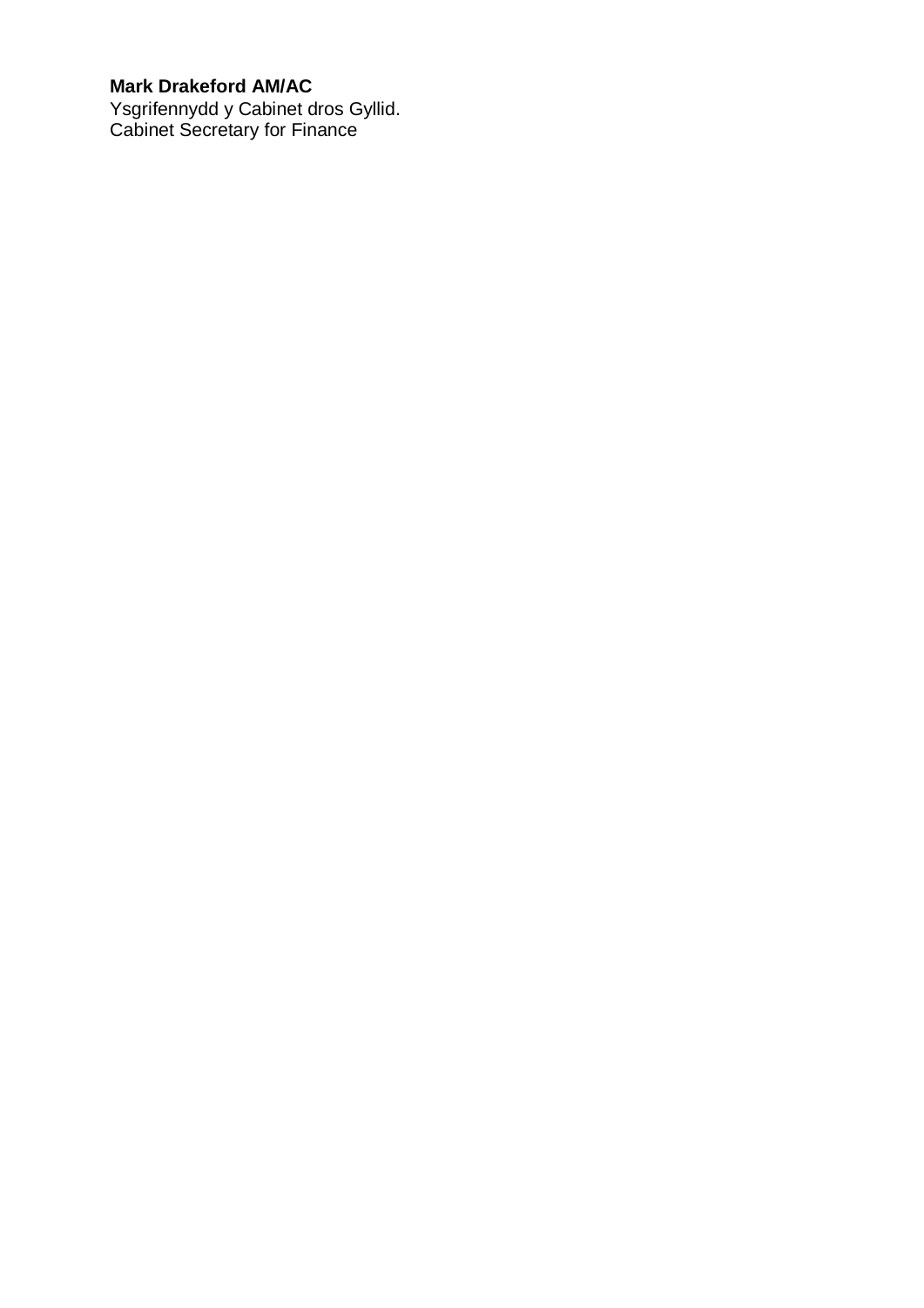**Mark Drakeford AM/AC**
Ysgrifennydd y Cabinet dros Gyllid.
Cabinet Secretary for Finance